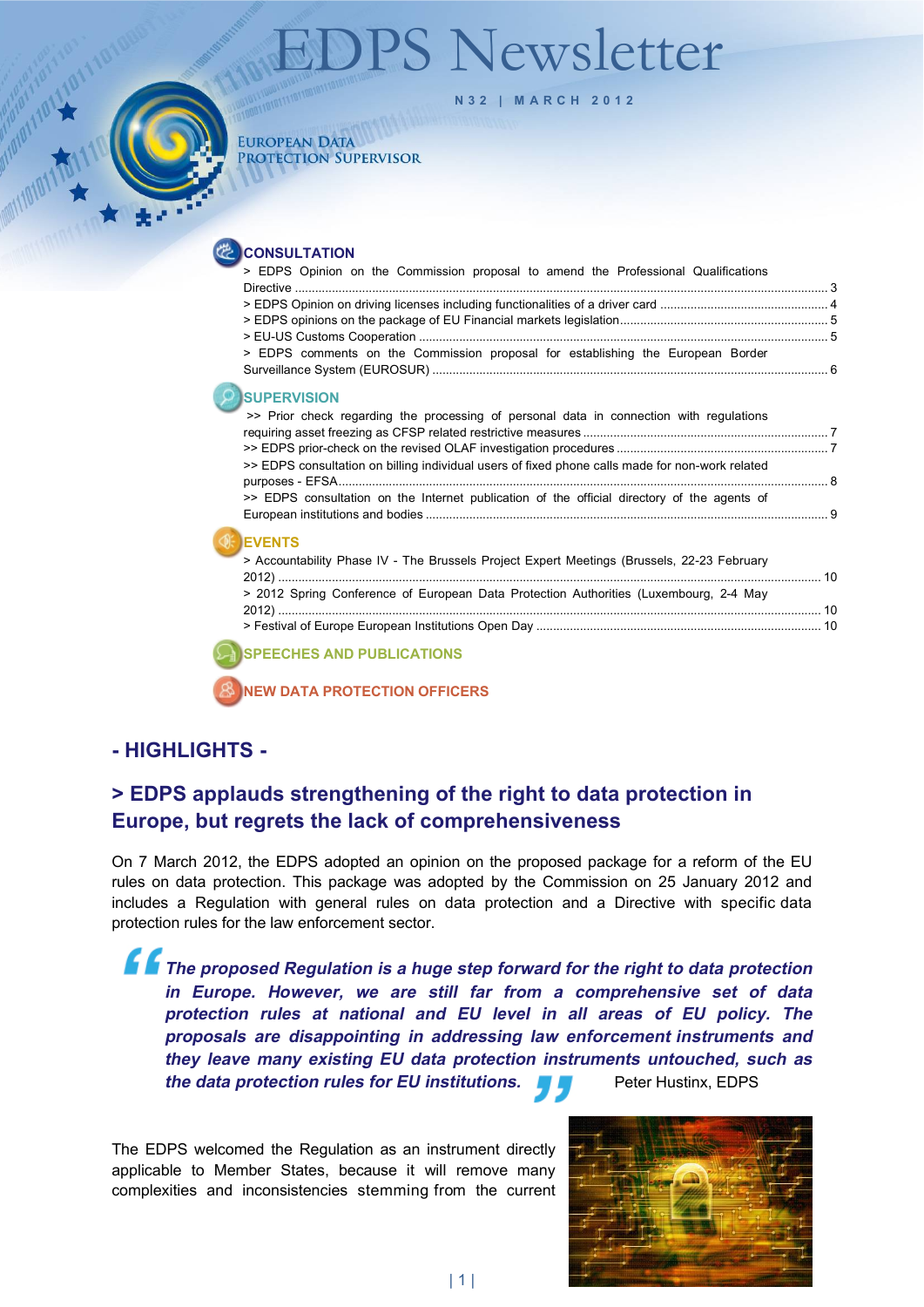# EDPS Newsletter

N32 | MARCH 2012

EUROPEAN DATA PROTECTION SUPERVISOR

## CONSULTATION

> EDPS Opinion on the Commission proposal to amend the Professional Qualifications Directive ........ 3
> EDPS Opinion on driving licenses including functionalities of a driver card ........ 4
> EDPS opinions on the package of EU Financial markets legislation ........ 5
> EU-US Customs Cooperation ........ 5
> EDPS comments on the Commission proposal for establishing the European Border Surveillance System (EUROSUR) ........ 6

## SUPERVISION

>> Prior check regarding the processing of personal data in connection with regulations requiring asset freezing as CFSP related restrictive measures ........ 7
>> EDPS prior-check on the revised OLAF investigation procedures ........ 7
>> EDPS consultation on billing individual users of fixed phone calls made for non-work related purposes - EFSA ........ 8
>> EDPS consultation on the Internet publication of the official directory of the agents of European institutions and bodies ........ 9

## EVENTS

> Accountability Phase IV - The Brussels Project Expert Meetings (Brussels, 22-23 February 2012) ........ 10
> 2012 Spring Conference of European Data Protection Authorities (Luxembourg, 2-4 May 2012) ........ 10
> Festival of Europe European Institutions Open Day ........ 10

## SPEECHES AND PUBLICATIONS

## NEW DATA PROTECTION OFFICERS

# - HIGHLIGHTS -

## > EDPS applauds strengthening of the right to data protection in Europe, but regrets the lack of comprehensiveness

On 7 March 2012, the EDPS adopted an opinion on the proposed package for a reform of the EU rules on data protection. This package was adopted by the Commission on 25 January 2012 and includes a Regulation with general rules on data protection and a Directive with specific data protection rules for the law enforcement sector.

> ***"The proposed Regulation is a huge step forward for the right to data protection in Europe. However, we are still far from a comprehensive set of data protection rules at national and EU level in all areas of EU policy. The proposals are disappointing in addressing law enforcement instruments and they leave many existing EU data protection instruments untouched, such as the data protection rules for EU institutions."*** Peter Hustinx, EDPS

The EDPS welcomed the Regulation as an instrument directly applicable to Member States, because it will remove many complexities and inconsistencies stemming from the current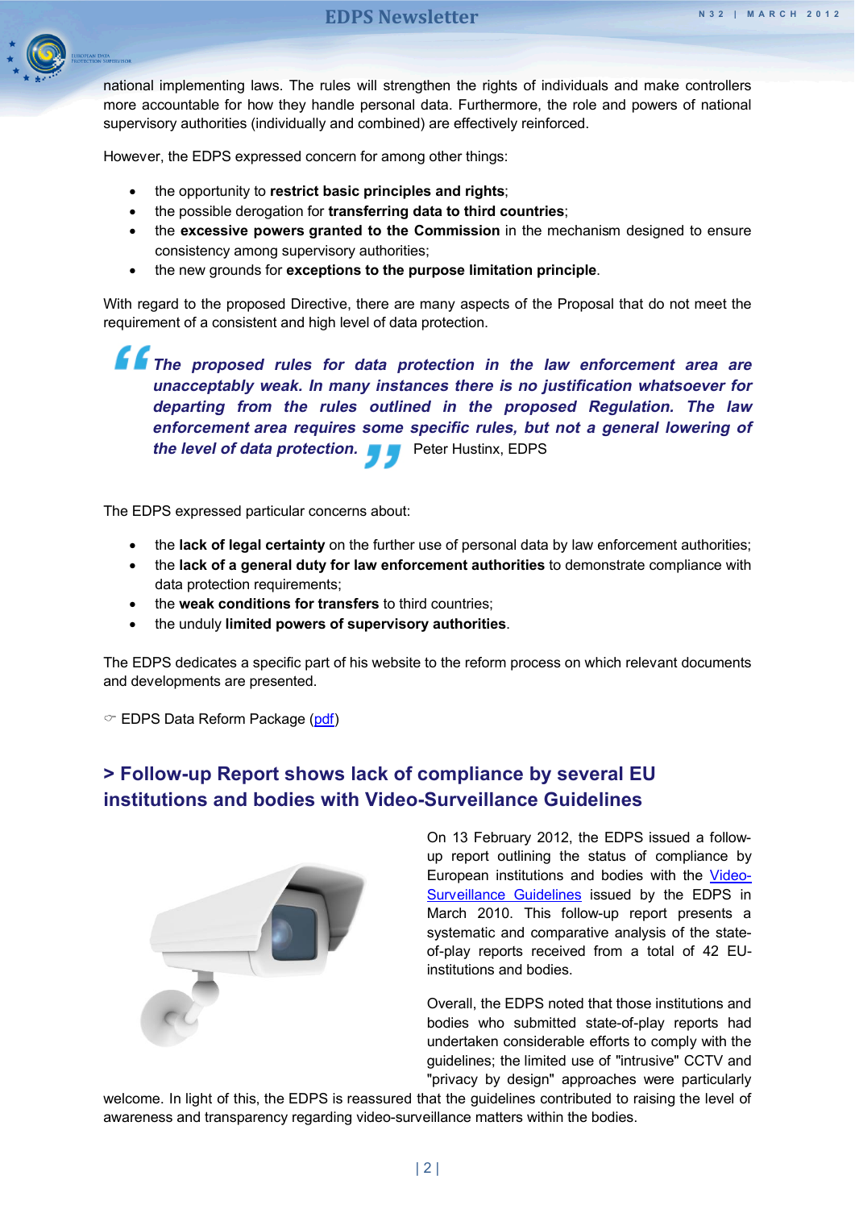national implementing laws. The rules will strengthen the rights of individuals and make controllers more accountable for how they handle personal data. Furthermore, the role and powers of national supervisory authorities (individually and combined) are effectively reinforced.

However, the EDPS expressed concern for among other things:

- the opportunity to **restrict basic principles and rights**;
- the possible derogation for **transferring data to third countries**;
- the **excessive powers granted to the Commission** in the mechanism designed to ensure consistency among supervisory authorities;
- the new grounds for **exceptions to the purpose limitation principle**.

With regard to the proposed Directive, there are many aspects of the Proposal that do not meet the requirement of a consistent and high level of data protection.

> ***"The proposed rules for data protection in the law enforcement area are unacceptably weak. In many instances there is no justification whatsoever for departing from the rules outlined in the proposed Regulation. The law enforcement area requires some specific rules, but not a general lowering of the level of data protection."*** Peter Hustinx, EDPS

The EDPS expressed particular concerns about:

- the **lack of legal certainty** on the further use of personal data by law enforcement authorities;
- the **lack of a general duty for law enforcement authorities** to demonstrate compliance with data protection requirements;
- the **weak conditions for transfers** to third countries;
- the unduly **limited powers of supervisory authorities**.

The EDPS dedicates a specific part of his website to the reform process on which relevant documents and developments are presented.

☞ EDPS Data Reform Package (pdf)

## > Follow-up Report shows lack of compliance by several EU institutions and bodies with Video-Surveillance Guidelines

On 13 February 2012, the EDPS issued a follow-up report outlining the status of compliance by European institutions and bodies with the Video-Surveillance Guidelines issued by the EDPS in March 2010. This follow-up report presents a systematic and comparative analysis of the state-of-play reports received from a total of 42 EU-institutions and bodies.

Overall, the EDPS noted that those institutions and bodies who submitted state-of-play reports had undertaken considerable efforts to comply with the guidelines; the limited use of "intrusive" CCTV and "privacy by design" approaches were particularly welcome. In light of this, the EDPS is reassured that the guidelines contributed to raising the level of awareness and transparency regarding video-surveillance matters within the bodies.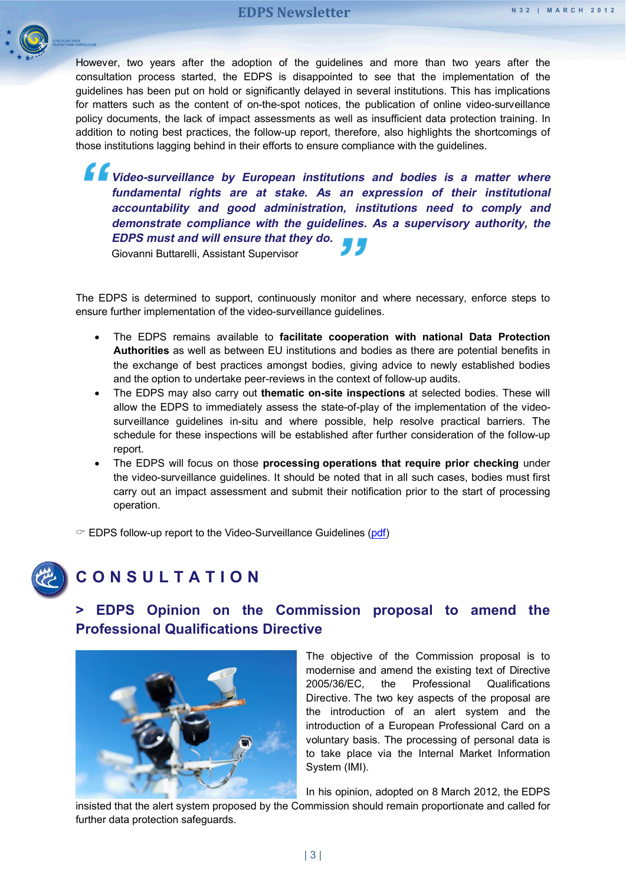However, two years after the adoption of the guidelines and more than two years after the consultation process started, the EDPS is disappointed to see that the implementation of the guidelines has been put on hold or significantly delayed in several institutions. This has implications for matters such as the content of on-the-spot notices, the publication of online video-surveillance policy documents, the lack of impact assessments as well as insufficient data protection training. In addition to noting best practices, the follow-up report, therefore, also highlights the shortcomings of those institutions lagging behind in their efforts to ensure compliance with the guidelines.

> ***Video-surveillance by European institutions and bodies is a matter where fundamental rights are at stake. As an expression of their institutional accountability and good administration, institutions need to comply and demonstrate compliance with the guidelines. As a supervisory authority, the EDPS must and will ensure that they do.***
>
> Giovanni Buttarelli, Assistant Supervisor

The EDPS is determined to support, continuously monitor and where necessary, enforce steps to ensure further implementation of the video-surveillance guidelines.

- The EDPS remains available to **facilitate cooperation with national Data Protection Authorities** as well as between EU institutions and bodies as there are potential benefits in the exchange of best practices amongst bodies, giving advice to newly established bodies and the option to undertake peer-reviews in the context of follow-up audits.
- The EDPS may also carry out **thematic on-site inspections** at selected bodies. These will allow the EDPS to immediately assess the state-of-play of the implementation of the video-surveillance guidelines in-situ and where possible, help resolve practical barriers. The schedule for these inspections will be established after further consideration of the follow-up report.
- The EDPS will focus on those **processing operations that require prior checking** under the video-surveillance guidelines. It should be noted that in all such cases, bodies must first carry out an impact assessment and submit their notification prior to the start of processing operation.

☞ EDPS follow-up report to the Video-Surveillance Guidelines (pdf)

# CONSULTATION

## > EDPS Opinion on the Commission proposal to amend the Professional Qualifications Directive

The objective of the Commission proposal is to modernise and amend the existing text of Directive 2005/36/EC, the Professional Qualifications Directive. The two key aspects of the proposal are the introduction of an alert system and the introduction of a European Professional Card on a voluntary basis. The processing of personal data is to take place via the Internal Market Information System (IMI).

In his opinion, adopted on 8 March 2012, the EDPS insisted that the alert system proposed by the Commission should remain proportionate and called for further data protection safeguards.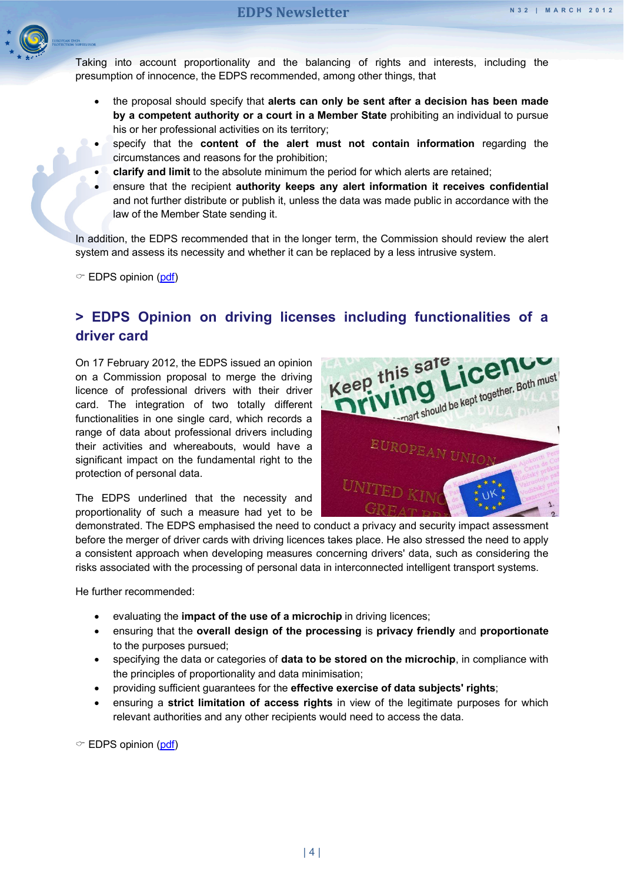Taking into account proportionality and the balancing of rights and interests, including the presumption of innocence, the EDPS recommended, among other things, that

- the proposal should specify that **alerts can only be sent after a decision has been made by a competent authority or a court in a Member State** prohibiting an individual to pursue his or her professional activities on its territory;
- specify that the **content of the alert must not contain information** regarding the circumstances and reasons for the prohibition;
- **clarify and limit** to the absolute minimum the period for which alerts are retained;
- ensure that the recipient **authority keeps any alert information it receives confidential** and not further distribute or publish it, unless the data was made public in accordance with the law of the Member State sending it.

In addition, the EDPS recommended that in the longer term, the Commission should review the alert system and assess its necessity and whether it can be replaced by a less intrusive system.

☞ EDPS opinion (pdf)

## > EDPS Opinion on driving licenses including functionalities of a driver card

On 17 February 2012, the EDPS issued an opinion on a Commission proposal to merge the driving licence of professional drivers with their driver card. The integration of two totally different functionalities in one single card, which records a range of data about professional drivers including their activities and whereabouts, would have a significant impact on the fundamental right to the protection of personal data.

The EDPS underlined that the necessity and proportionality of such a measure had yet to be demonstrated. The EDPS emphasised the need to conduct a privacy and security impact assessment before the merger of driver cards with driving licences takes place. He also stressed the need to apply a consistent approach when developing measures concerning drivers' data, such as considering the risks associated with the processing of personal data in interconnected intelligent transport systems.

He further recommended:

- evaluating the **impact of the use of a microchip** in driving licences;
- ensuring that the **overall design of the processing** is **privacy friendly** and **proportionate** to the purposes pursued;
- specifying the data or categories of **data to be stored on the microchip**, in compliance with the principles of proportionality and data minimisation;
- providing sufficient guarantees for the **effective exercise of data subjects' rights**;
- ensuring a **strict limitation of access rights** in view of the legitimate purposes for which relevant authorities and any other recipients would need to access the data.

☞ EDPS opinion (pdf)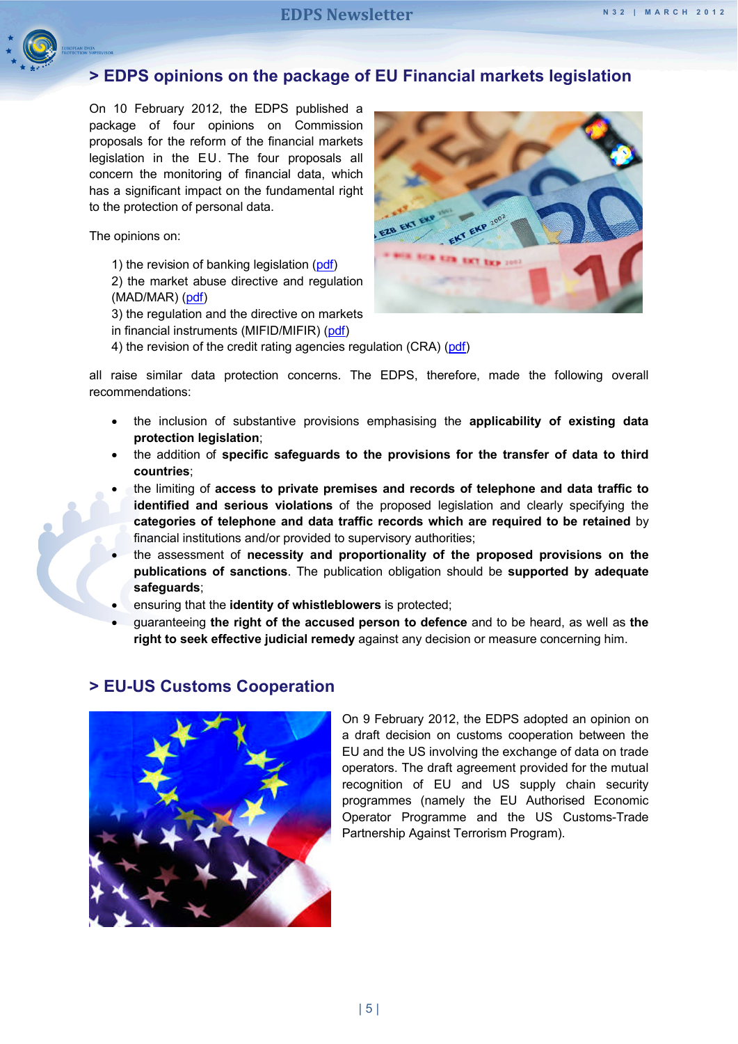## > EDPS opinions on the package of EU Financial markets legislation

On 10 February 2012, the EDPS published a package of four opinions on Commission proposals for the reform of the financial markets legislation in the EU. The four proposals all concern the monitoring of financial data, which has a significant impact on the fundamental right to the protection of personal data.

The opinions on:

1) the revision of banking legislation (pdf)
2) the market abuse directive and regulation (MAD/MAR) (pdf)
3) the regulation and the directive on markets in financial instruments (MIFID/MIFIR) (pdf)
4) the revision of the credit rating agencies regulation (CRA) (pdf)

all raise similar data protection concerns. The EDPS, therefore, made the following overall recommendations:

- the inclusion of substantive provisions emphasising the **applicability of existing data protection legislation**;
- the addition of **specific safeguards to the provisions for the transfer of data to third countries**;
- the limiting of **access to private premises and records of telephone and data traffic to identified and serious violations** of the proposed legislation and clearly specifying the **categories of telephone and data traffic records which are required to be retained** by financial institutions and/or provided to supervisory authorities;
- the assessment of **necessity and proportionality of the proposed provisions on the publications of sanctions**. The publication obligation should be **supported by adequate safeguards**;
- ensuring that the **identity of whistleblowers** is protected;
- guaranteeing **the right of the accused person to defence** and to be heard, as well as **the right to seek effective judicial remedy** against any decision or measure concerning him.

## > EU-US Customs Cooperation

On 9 February 2012, the EDPS adopted an opinion on a draft decision on customs cooperation between the EU and the US involving the exchange of data on trade operators. The draft agreement provided for the mutual recognition of EU and US supply chain security programmes (namely the EU Authorised Economic Operator Programme and the US Customs-Trade Partnership Against Terrorism Program).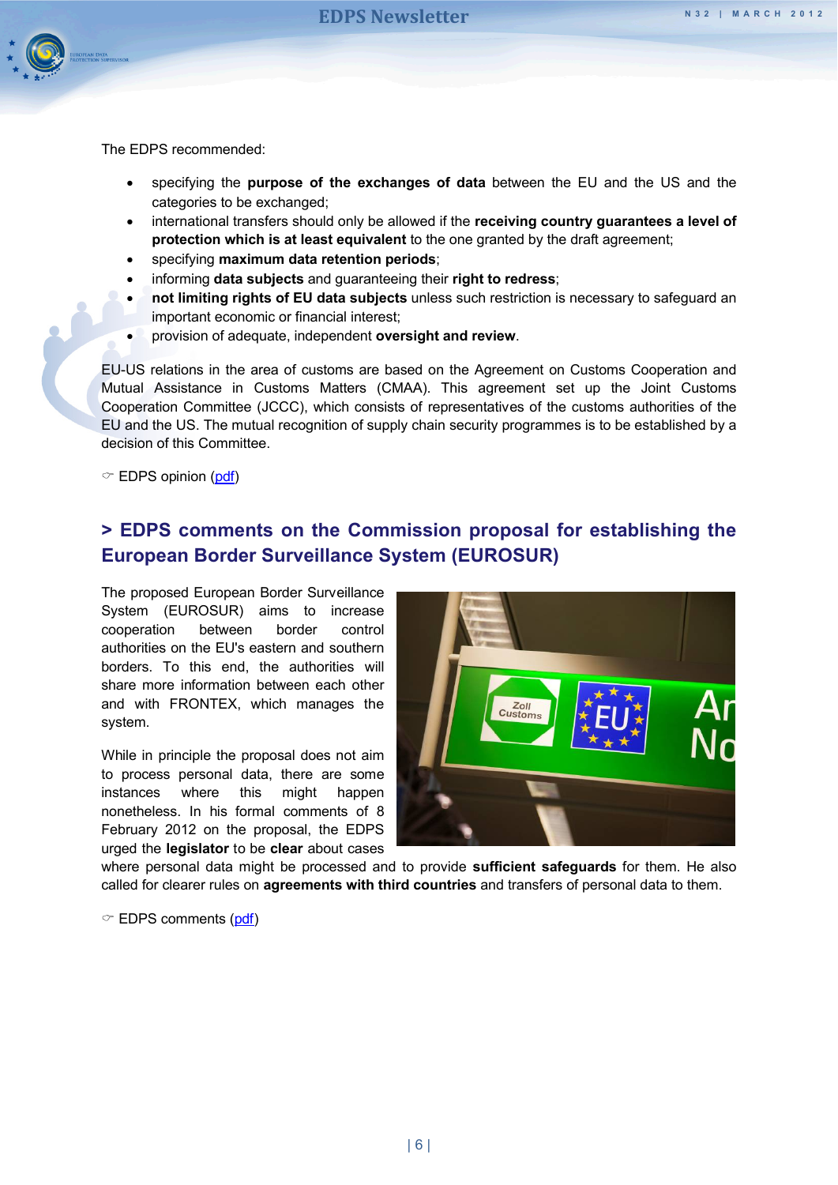The EDPS recommended:

- specifying the **purpose of the exchanges of data** between the EU and the US and the categories to be exchanged;
- international transfers should only be allowed if the **receiving country guarantees a level of protection which is at least equivalent** to the one granted by the draft agreement;
- specifying **maximum data retention periods**;
- informing **data subjects** and guaranteeing their **right to redress**;
- **not limiting rights of EU data subjects** unless such restriction is necessary to safeguard an important economic or financial interest;
- provision of adequate, independent **oversight and review**.

EU-US relations in the area of customs are based on the Agreement on Customs Cooperation and Mutual Assistance in Customs Matters (CMAA). This agreement set up the Joint Customs Cooperation Committee (JCCC), which consists of representatives of the customs authorities of the EU and the US. The mutual recognition of supply chain security programmes is to be established by a decision of this Committee.

☞ EDPS opinion (pdf)

## > EDPS comments on the Commission proposal for establishing the European Border Surveillance System (EUROSUR)

The proposed European Border Surveillance System (EUROSUR) aims to increase cooperation between border control authorities on the EU's eastern and southern borders. To this end, the authorities will share more information between each other and with FRONTEX, which manages the system.

While in principle the proposal does not aim to process personal data, there are some instances where this might happen nonetheless. In his formal comments of 8 February 2012 on the proposal, the EDPS urged the **legislator** to be **clear** about cases where personal data might be processed and to provide **sufficient safeguards** for them. He also called for clearer rules on **agreements with third countries** and transfers of personal data to them.

☞ EDPS comments (pdf)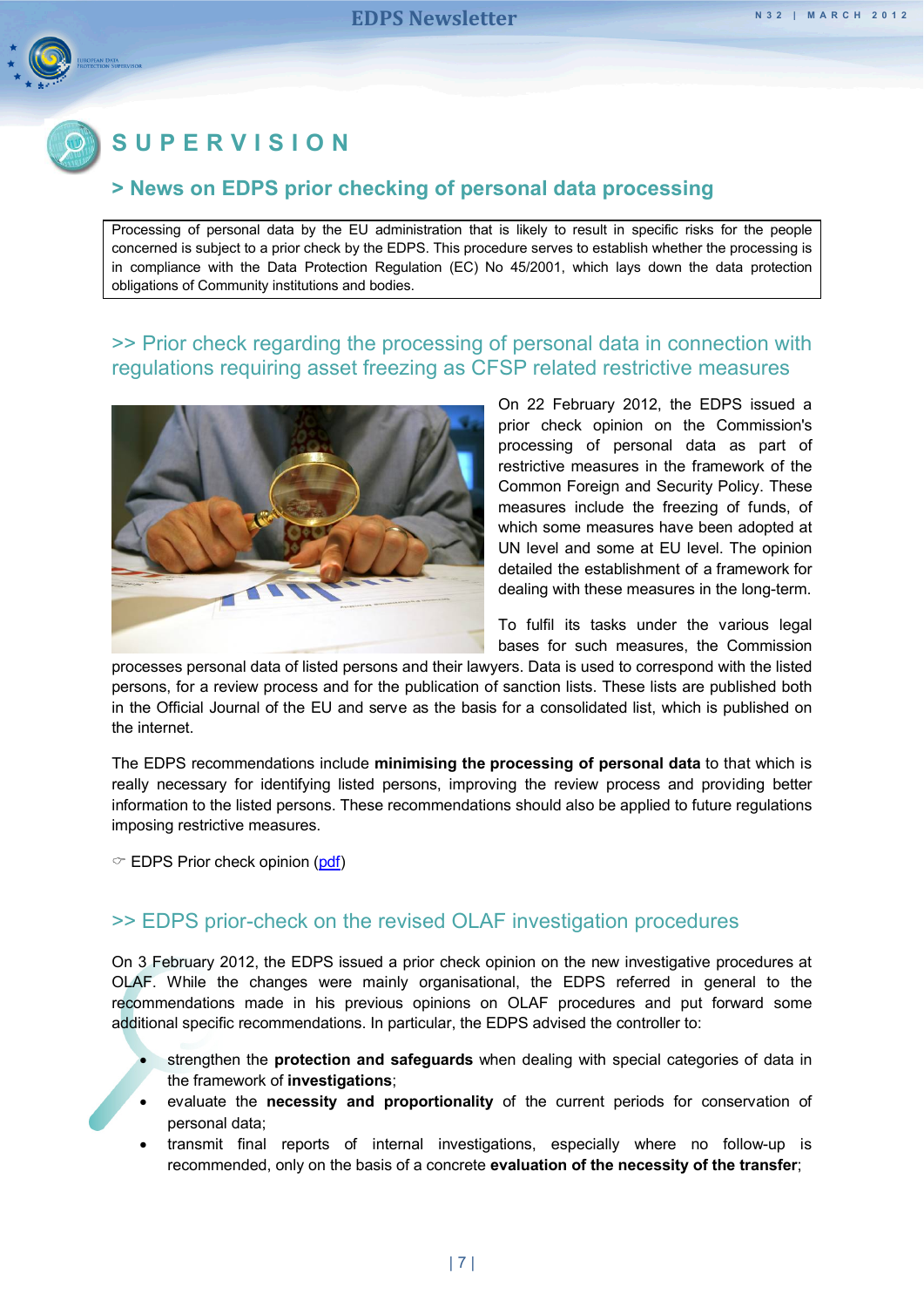# SUPERVISION

## > News on EDPS prior checking of personal data processing

Processing of personal data by the EU administration that is likely to result in specific risks for the people concerned is subject to a prior check by the EDPS. This procedure serves to establish whether the processing is in compliance with the Data Protection Regulation (EC) No 45/2001, which lays down the data protection obligations of Community institutions and bodies.

### >> Prior check regarding the processing of personal data in connection with regulations requiring asset freezing as CFSP related restrictive measures

On 22 February 2012, the EDPS issued a prior check opinion on the Commission's processing of personal data as part of restrictive measures in the framework of the Common Foreign and Security Policy. These measures include the freezing of funds, of which some measures have been adopted at UN level and some at EU level. The opinion detailed the establishment of a framework for dealing with these measures in the long-term.

To fulfil its tasks under the various legal bases for such measures, the Commission processes personal data of listed persons and their lawyers. Data is used to correspond with the listed persons, for a review process and for the publication of sanction lists. These lists are published both in the Official Journal of the EU and serve as the basis for a consolidated list, which is published on the internet.

The EDPS recommendations include **minimising the processing of personal data** to that which is really necessary for identifying listed persons, improving the review process and providing better information to the listed persons. These recommendations should also be applied to future regulations imposing restrictive measures.

☞ EDPS Prior check opinion (pdf)

### >> EDPS prior-check on the revised OLAF investigation procedures

On 3 February 2012, the EDPS issued a prior check opinion on the new investigative procedures at OLAF. While the changes were mainly organisational, the EDPS referred in general to the recommendations made in his previous opinions on OLAF procedures and put forward some additional specific recommendations. In particular, the EDPS advised the controller to:

- strengthen the **protection and safeguards** when dealing with special categories of data in the framework of **investigations**;
- evaluate the **necessity and proportionality** of the current periods for conservation of personal data;
- transmit final reports of internal investigations, especially where no follow-up is recommended, only on the basis of a concrete **evaluation of the necessity of the transfer**;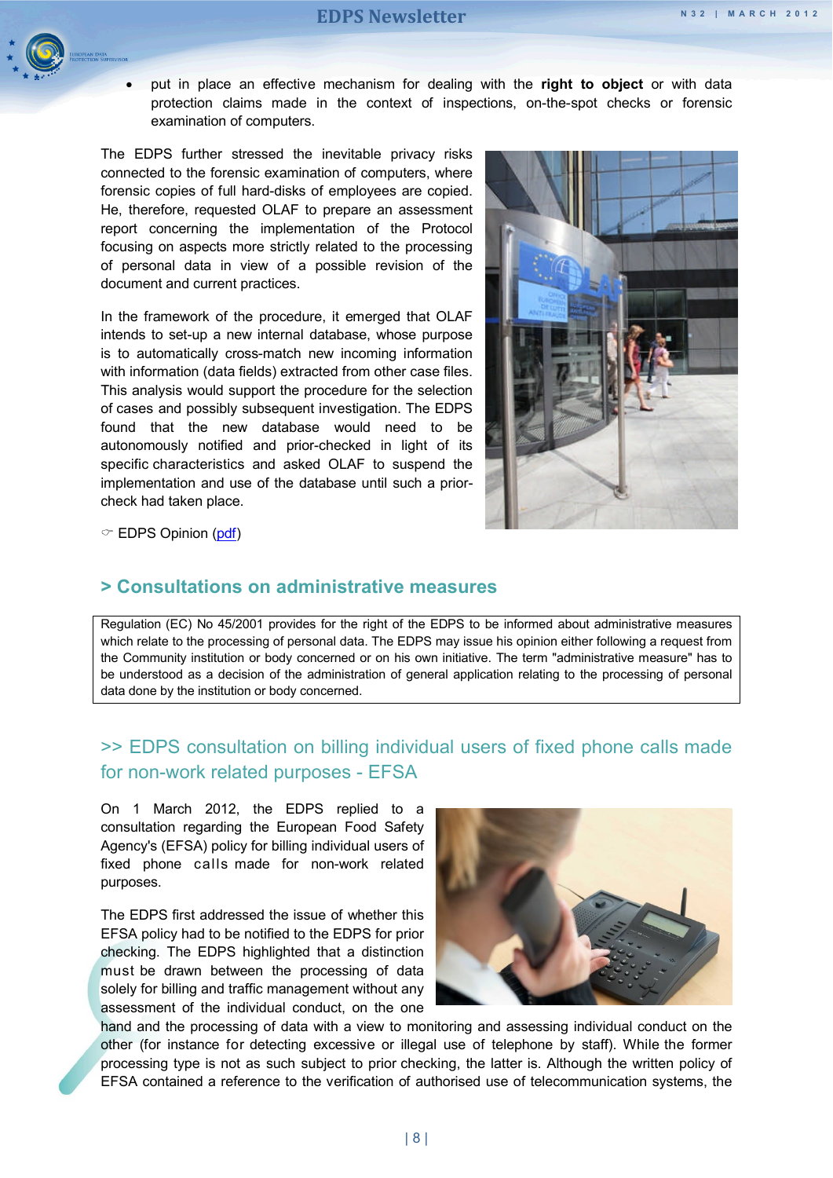- put in place an effective mechanism for dealing with the **right to object** or with data protection claims made in the context of inspections, on-the-spot checks or forensic examination of computers.

The EDPS further stressed the inevitable privacy risks connected to the forensic examination of computers, where forensic copies of full hard-disks of employees are copied. He, therefore, requested OLAF to prepare an assessment report concerning the implementation of the Protocol focusing on aspects more strictly related to the processing of personal data in view of a possible revision of the document and current practices.

In the framework of the procedure, it emerged that OLAF intends to set-up a new internal database, whose purpose is to automatically cross-match new incoming information with information (data fields) extracted from other case files. This analysis would support the procedure for the selection of cases and possibly subsequent investigation. The EDPS found that the new database would need to be autonomously notified and prior-checked in light of its specific characteristics and asked OLAF to suspend the implementation and use of the database until such a prior-check had taken place.

☞ EDPS Opinion (pdf)

## > Consultations on administrative measures

Regulation (EC) No 45/2001 provides for the right of the EDPS to be informed about administrative measures which relate to the processing of personal data. The EDPS may issue his opinion either following a request from the Community institution or body concerned or on his own initiative. The term "administrative measure" has to be understood as a decision of the administration of general application relating to the processing of personal data done by the institution or body concerned.

### >> EDPS consultation on billing individual users of fixed phone calls made for non-work related purposes - EFSA

On 1 March 2012, the EDPS replied to a consultation regarding the European Food Safety Agency's (EFSA) policy for billing individual users of fixed phone calls made for non-work related purposes.

The EDPS first addressed the issue of whether this EFSA policy had to be notified to the EDPS for prior checking. The EDPS highlighted that a distinction must be drawn between the processing of data solely for billing and traffic management without any assessment of the individual conduct, on the one hand and the processing of data with a view to monitoring and assessing individual conduct on the other (for instance for detecting excessive or illegal use of telephone by staff). While the former processing type is not as such subject to prior checking, the latter is. Although the written policy of EFSA contained a reference to the verification of authorised use of telecommunication systems, the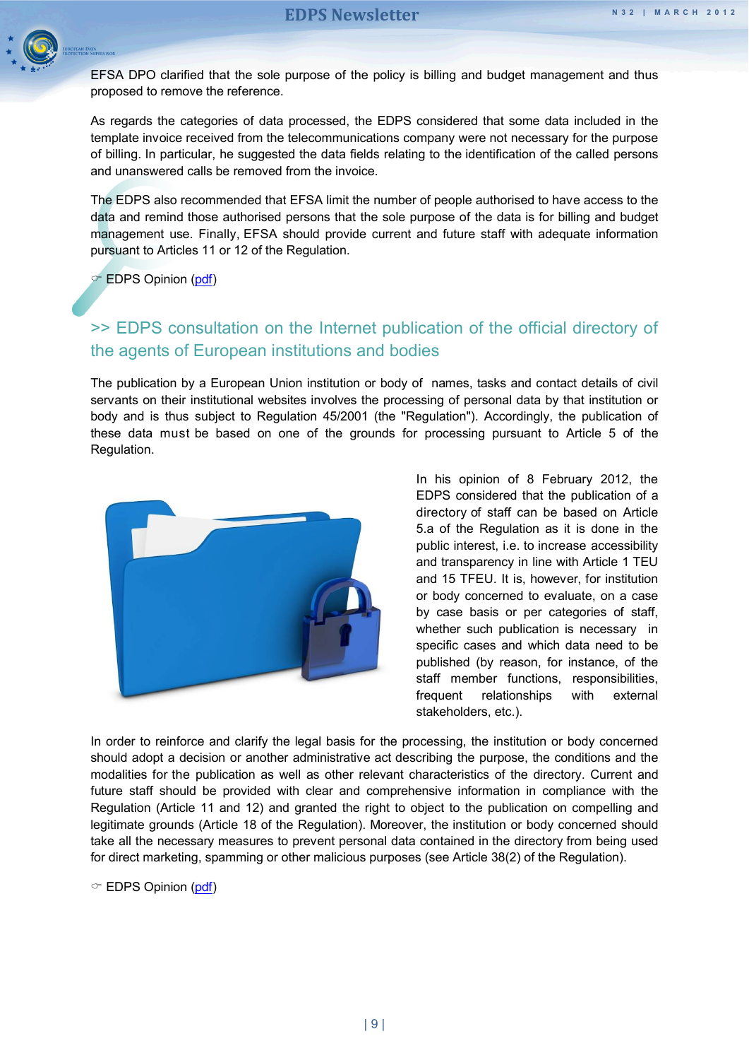EFSA DPO clarified that the sole purpose of the policy is billing and budget management and thus proposed to remove the reference.

As regards the categories of data processed, the EDPS considered that some data included in the template invoice received from the telecommunications company were not necessary for the purpose of billing. In particular, he suggested the data fields relating to the identification of the called persons and unanswered calls be removed from the invoice.

The EDPS also recommended that EFSA limit the number of people authorised to have access to the data and remind those authorised persons that the sole purpose of the data is for billing and budget management use. Finally, EFSA should provide current and future staff with adequate information pursuant to Articles 11 or 12 of the Regulation.

☞ EDPS Opinion (pdf)

## >> EDPS consultation on the Internet publication of the official directory of the agents of European institutions and bodies

The publication by a European Union institution or body of names, tasks and contact details of civil servants on their institutional websites involves the processing of personal data by that institution or body and is thus subject to Regulation 45/2001 (the "Regulation"). Accordingly, the publication of these data must be based on one of the grounds for processing pursuant to Article 5 of the Regulation.

In his opinion of 8 February 2012, the EDPS considered that the publication of a directory of staff can be based on Article 5.a of the Regulation as it is done in the public interest, i.e. to increase accessibility and transparency in line with Article 1 TEU and 15 TFEU. It is, however, for institution or body concerned to evaluate, on a case by case basis or per categories of staff, whether such publication is necessary in specific cases and which data need to be published (by reason, for instance, of the staff member functions, responsibilities, frequent relationships with external stakeholders, etc.).

In order to reinforce and clarify the legal basis for the processing, the institution or body concerned should adopt a decision or another administrative act describing the purpose, the conditions and the modalities for the publication as well as other relevant characteristics of the directory. Current and future staff should be provided with clear and comprehensive information in compliance with the Regulation (Article 11 and 12) and granted the right to object to the publication on compelling and legitimate grounds (Article 18 of the Regulation). Moreover, the institution or body concerned should take all the necessary measures to prevent personal data contained in the directory from being used for direct marketing, spamming or other malicious purposes (see Article 38(2) of the Regulation).

☞ EDPS Opinion (pdf)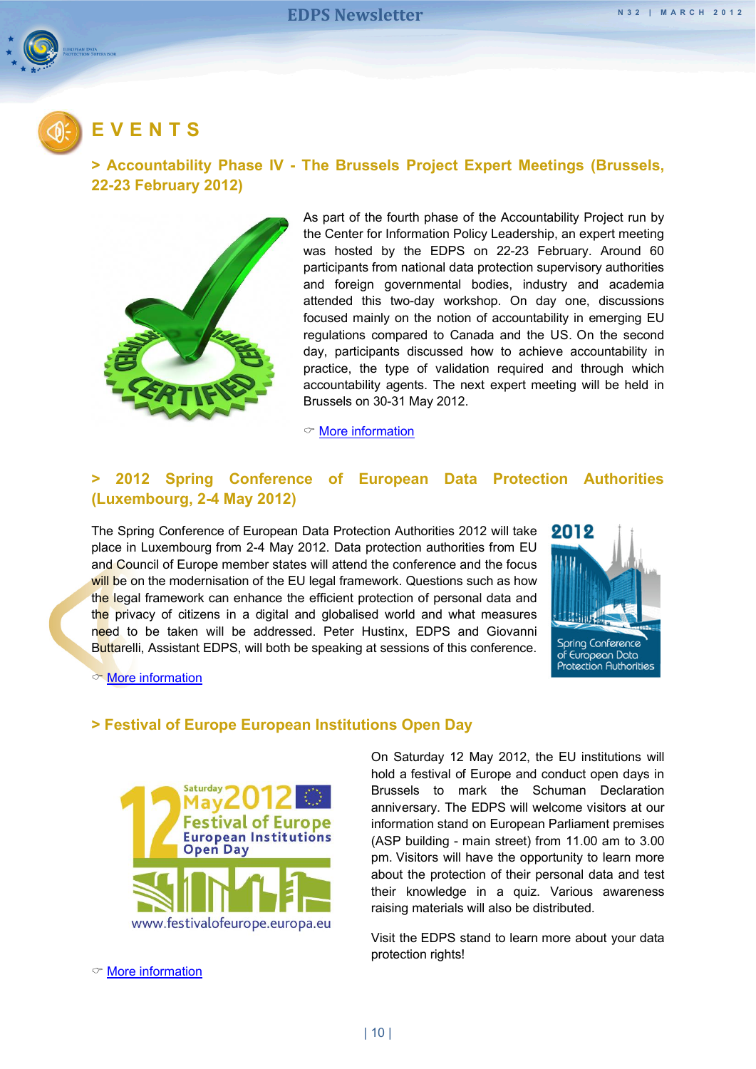# EVENTS

## > Accountability Phase IV - The Brussels Project Expert Meetings (Brussels, 22-23 February 2012)

As part of the fourth phase of the Accountability Project run by the Center for Information Policy Leadership, an expert meeting was hosted by the EDPS on 22-23 February. Around 60 participants from national data protection supervisory authorities and foreign governmental bodies, industry and academia attended this two-day workshop. On day one, discussions focused mainly on the notion of accountability in emerging EU regulations compared to Canada and the US. On the second day, participants discussed how to achieve accountability in practice, the type of validation required and through which accountability agents. The next expert meeting will be held in Brussels on 30-31 May 2012.

More information

## > 2012 Spring Conference of European Data Protection Authorities (Luxembourg, 2-4 May 2012)

The Spring Conference of European Data Protection Authorities 2012 will take place in Luxembourg from 2-4 May 2012. Data protection authorities from EU and Council of Europe member states will attend the conference and the focus will be on the modernisation of the EU legal framework. Questions such as how the legal framework can enhance the efficient protection of personal data and the privacy of citizens in a digital and globalised world and what measures need to be taken will be addressed. Peter Hustinx, EDPS and Giovanni Buttarelli, Assistant EDPS, will both be speaking at sessions of this conference.

More information

## > Festival of Europe European Institutions Open Day

On Saturday 12 May 2012, the EU institutions will hold a festival of Europe and conduct open days in Brussels to mark the Schuman Declaration anniversary. The EDPS will welcome visitors at our information stand on European Parliament premises (ASP building - main street) from 11.00 am to 3.00 pm. Visitors will have the opportunity to learn more about the protection of their personal data and test their knowledge in a quiz. Various awareness raising materials will also be distributed.

Visit the EDPS stand to learn more about your data protection rights!

More information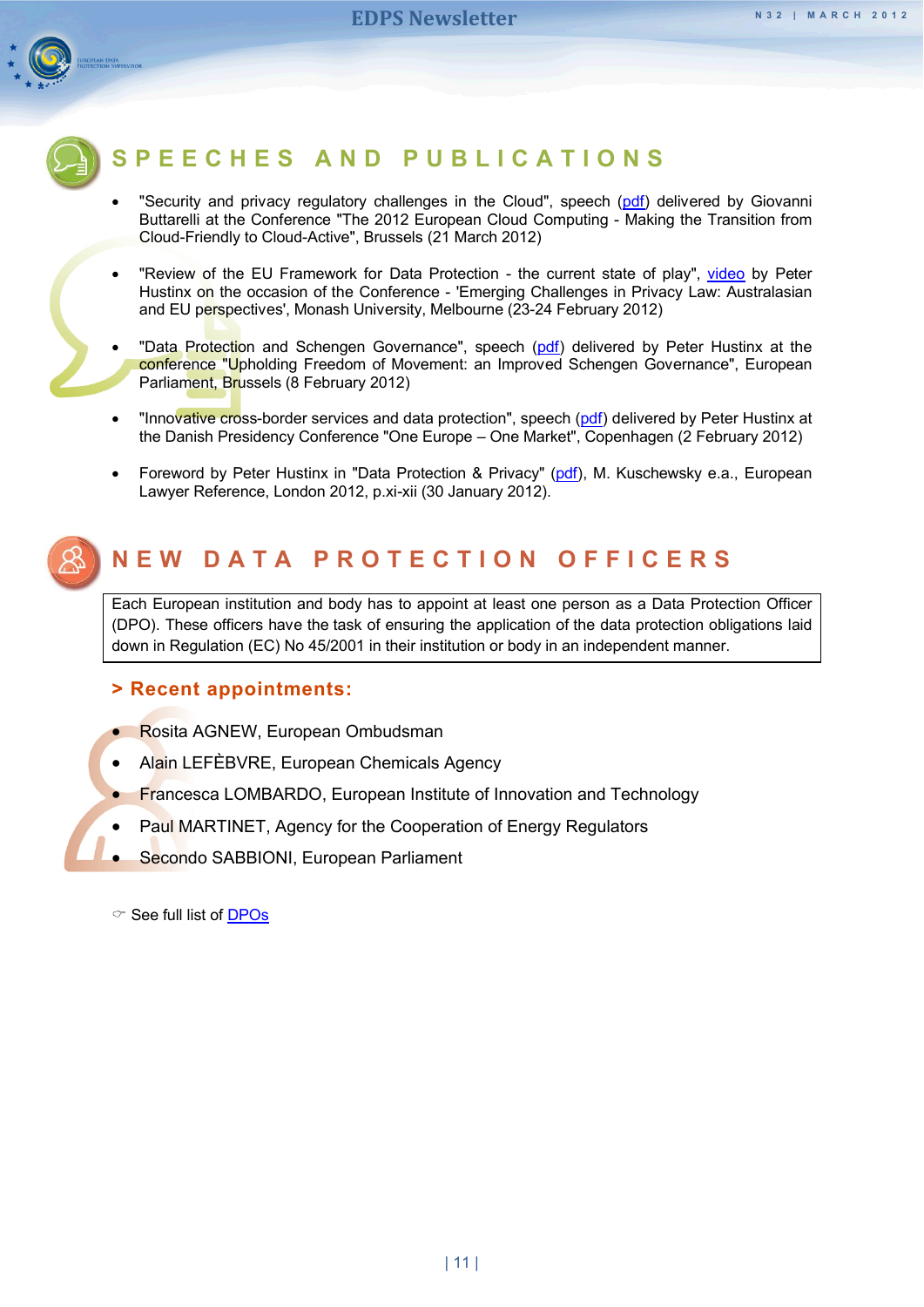# SPEECHES AND PUBLICATIONS

- "Security and privacy regulatory challenges in the Cloud", speech (pdf) delivered by Giovanni Buttarelli at the Conference "The 2012 European Cloud Computing - Making the Transition from Cloud-Friendly to Cloud-Active", Brussels (21 March 2012)
- "Review of the EU Framework for Data Protection - the current state of play", video by Peter Hustinx on the occasion of the Conference - 'Emerging Challenges in Privacy Law: Australasian and EU perspectives', Monash University, Melbourne (23-24 February 2012)
- "Data Protection and Schengen Governance", speech (pdf) delivered by Peter Hustinx at the conference "Upholding Freedom of Movement: an Improved Schengen Governance", European Parliament, Brussels (8 February 2012)
- "Innovative cross-border services and data protection", speech (pdf) delivered by Peter Hustinx at the Danish Presidency Conference "One Europe – One Market", Copenhagen (2 February 2012)
- Foreword by Peter Hustinx in "Data Protection & Privacy" (pdf), M. Kuschewsky e.a., European Lawyer Reference, London 2012, p.xi-xii (30 January 2012).

# NEW DATA PROTECTION OFFICERS

Each European institution and body has to appoint at least one person as a Data Protection Officer (DPO). These officers have the task of ensuring the application of the data protection obligations laid down in Regulation (EC) No 45/2001 in their institution or body in an independent manner.

## > Recent appointments:

- Rosita AGNEW, European Ombudsman
- Alain LEFÈBVRE, European Chemicals Agency
- Francesca LOMBARDO, European Institute of Innovation and Technology
- Paul MARTINET, Agency for the Cooperation of Energy Regulators
- Secondo SABBIONI, European Parliament

☞ See full list of DPOs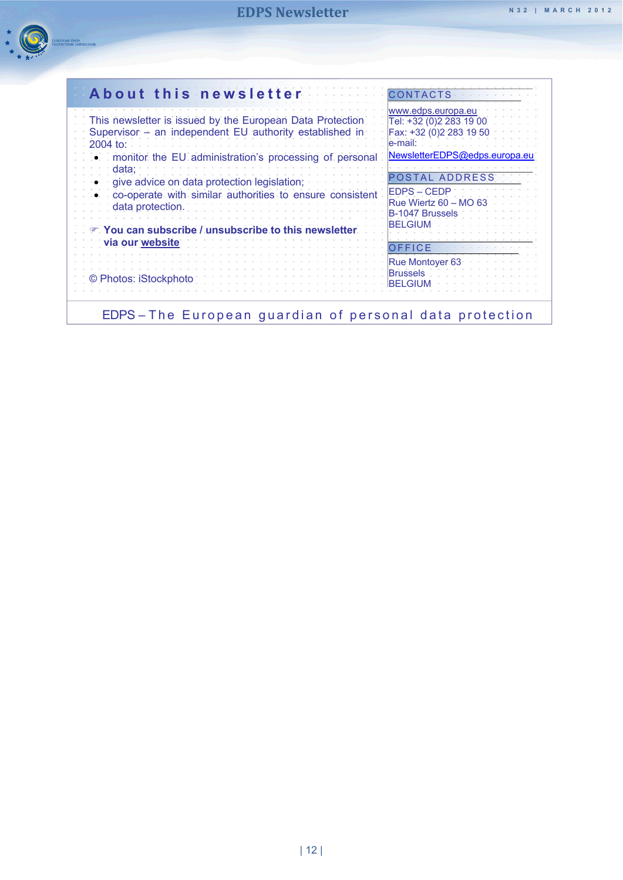## About this newsletter

This newsletter is issued by the European Data Protection Supervisor – an independent EU authority established in 2004 to:

- monitor the EU administration's processing of personal data;
- give advice on data protection legislation;
- co-operate with similar authorities to ensure consistent data protection.

☞ **You can subscribe / unsubscribe to this newsletter via our website**

© Photos: iStockphoto

### CONTACTS

www.edps.europa.eu
Tel: +32 (0)2 283 19 00
Fax: +32 (0)2 283 19 50
e-mail:
NewsletterEDPS@edps.europa.eu

### POSTAL ADDRESS

EDPS – CEDP
Rue Wiertz 60 – MO 63
B-1047 Brussels
BELGIUM

### OFFICE

Rue Montoyer 63
Brussels
BELGIUM

EDPS – The European guardian of personal data protection